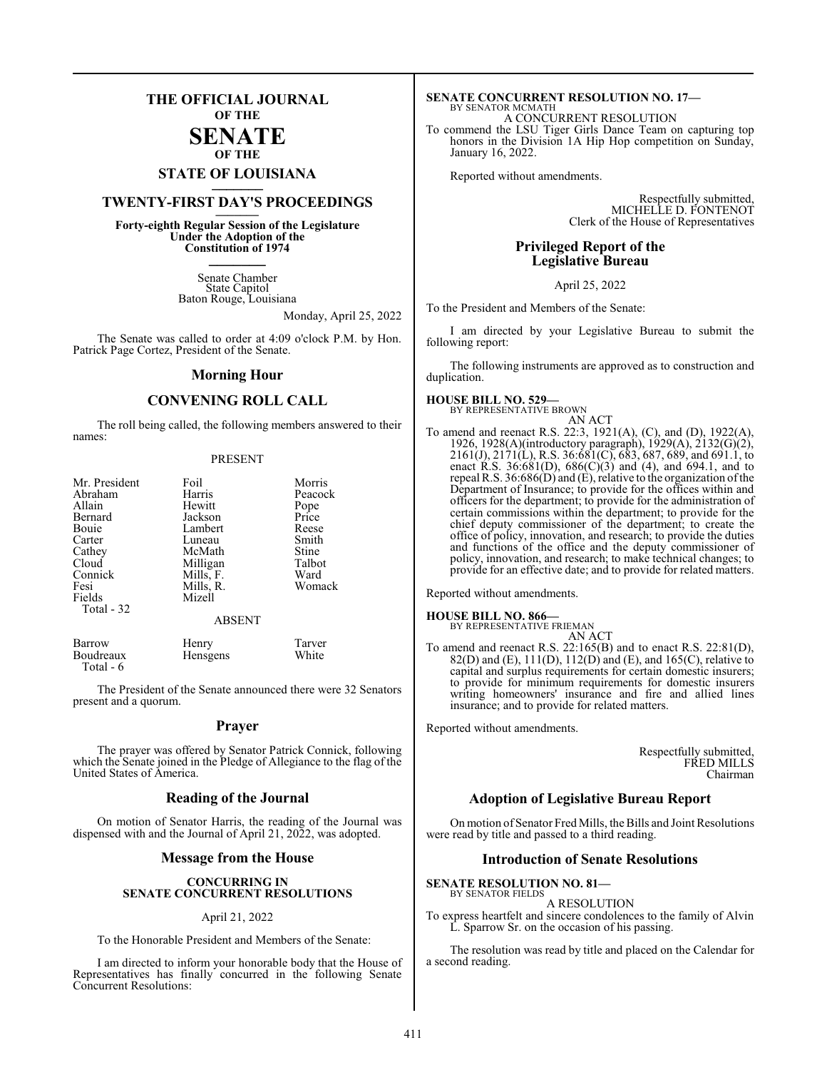# THE OFFICIAL JOURNAL OF THE SENATE OF THE STATE OF LOUISIANA

## TWENTY-FIRST DAY'S PROCEEDINGS

**Forty-eighth Regular Session of the Legislature Under the Adoption of the Constitution of 1974**

Senate Chamber
State Capitol
Baton Rouge, Louisiana

Monday, April 25, 2022

The Senate was called to order at 4:09 o'clock P.M. by Hon. Patrick Page Cortez, President of the Senate.

## Morning Hour

## CONVENING ROLL CALL

The roll being called, the following members answered to their names:

PRESENT

| | | |
|---|---|---|
| Mr. President | Foil | Morris |
| Abraham | Harris | Peacock |
| Allain | Hewitt | Pope |
| Bernard | Jackson | Price |
| Bouie | Lambert | Reese |
| Carter | Luneau | Smith |
| Cathey | McMath | Stine |
| Cloud | Milligan | Talbot |
| Connick | Mills, F. | Ward |
| Fesi | Mills, R. | Womack |
| Fields | Mizell | |

Total - 32

ABSENT

| | | |
|---|---|---|
| Barrow | Henry | Tarver |
| Boudreaux | Hensgens | White |

Total - 6

The President of the Senate announced there were 32 Senators present and a quorum.

## Prayer

The prayer was offered by Senator Patrick Connick, following which the Senate joined in the Pledge of Allegiance to the flag of the United States of America.

## Reading of the Journal

On motion of Senator Harris, the reading of the Journal was dispensed with and the Journal of April 21, 2022, was adopted.

## Message from the House

**CONCURRING IN SENATE CONCURRENT RESOLUTIONS**

April 21, 2022

To the Honorable President and Members of the Senate:

I am directed to inform your honorable body that the House of Representatives has finally concurred in the following Senate Concurrent Resolutions:

**SENATE CONCURRENT RESOLUTION NO. 17—**
BY SENATOR MCMATH
A CONCURRENT RESOLUTION
To commend the LSU Tiger Girls Dance Team on capturing top honors in the Division 1A Hip Hop competition on Sunday, January 16, 2022.

Reported without amendments.

Respectfully submitted,
MICHELLE D. FONTENOT
Clerk of the House of Representatives

## Privileged Report of the Legislative Bureau

April 25, 2022

To the President and Members of the Senate:

I am directed by your Legislative Bureau to submit the following report:

The following instruments are approved as to construction and duplication.

**HOUSE BILL NO. 529—**
BY REPRESENTATIVE BROWN
AN ACT
To amend and reenact R.S. 22:3, 1921(A), (C), and (D), 1922(A), 1926, 1928(A)(introductory paragraph), 1929(A), 2132(G)(2), 2161(J), 2171(L), R.S. 36:681(C), 683, 687, 689, and 691.1, to enact R.S. 36:681(D), 686(C)(3) and (4), and 694.1, and to repeal R.S. 36:686(D) and (E), relative to the organization of the Department of Insurance; to provide for the offices within and officers for the department; to provide for the administration of certain commissions within the department; to provide for the chief deputy commissioner of the department; to create the office of policy, innovation, and research; to provide the duties and functions of the office and the deputy commissioner of policy, innovation, and research; to make technical changes; to provide for an effective date; and to provide for related matters.

Reported without amendments.

**HOUSE BILL NO. 866—**
BY REPRESENTATIVE FRIEMAN
AN ACT
To amend and reenact R.S. 22:165(B) and to enact R.S. 22:81(D), 82(D) and (E), 111(D), 112(D) and (E), and 165(C), relative to capital and surplus requirements for certain domestic insurers; to provide for minimum requirements for domestic insurers writing homeowners' insurance and fire and allied lines insurance; and to provide for related matters.

Reported without amendments.

Respectfully submitted,
FRED MILLS
Chairman

## Adoption of Legislative Bureau Report

On motion of Senator Fred Mills, the Bills and Joint Resolutions were read by title and passed to a third reading.

## Introduction of Senate Resolutions

**SENATE RESOLUTION NO. 81—**
BY SENATOR FIELDS
A RESOLUTION
To express heartfelt and sincere condolences to the family of Alvin L. Sparrow Sr. on the occasion of his passing.

The resolution was read by title and placed on the Calendar for a second reading.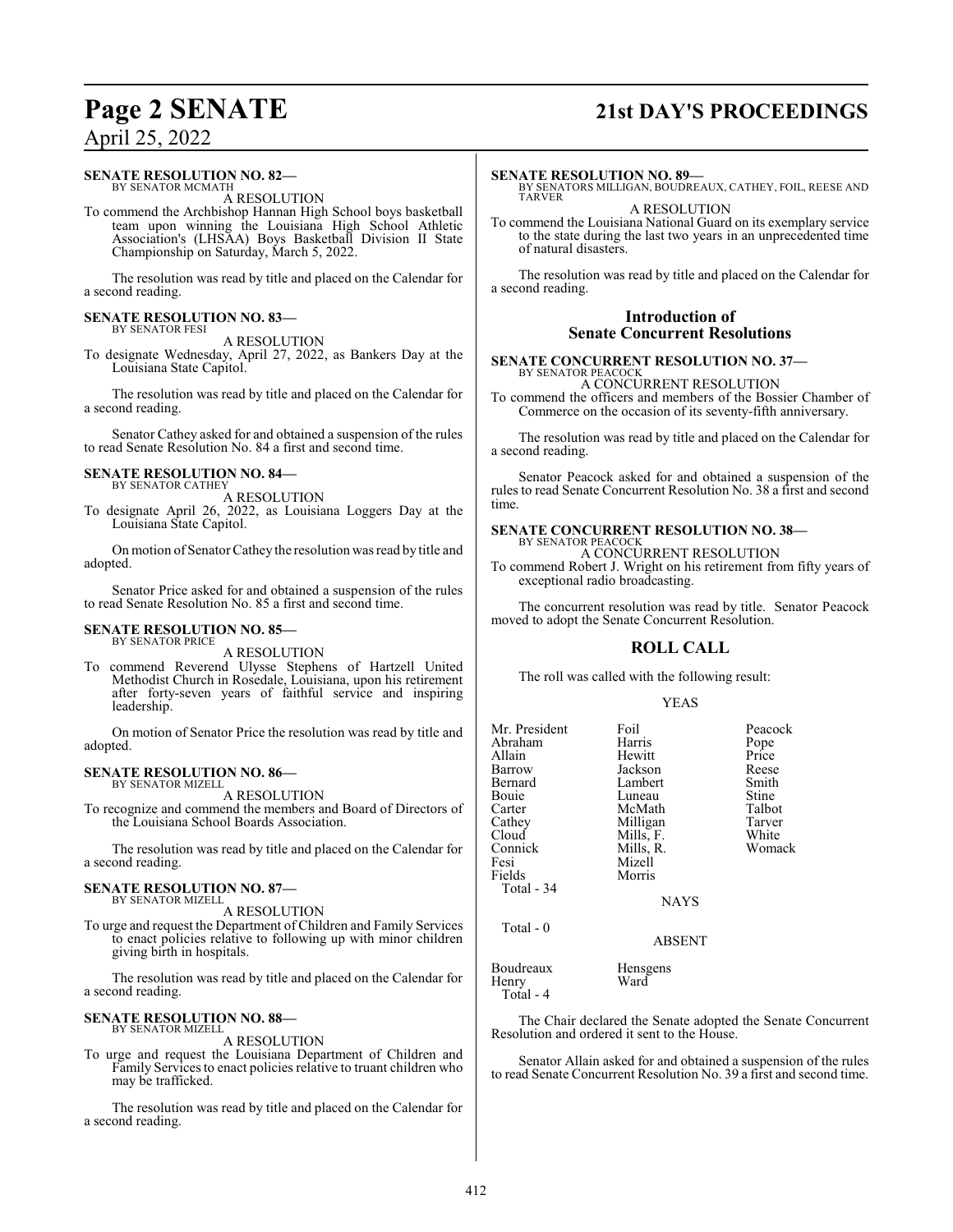**SENATE RESOLUTION NO. 82—**
BY SENATOR MCMATH

A RESOLUTION

To commend the Archbishop Hannan High School boys basketball team upon winning the Louisiana High School Athletic Association's (LHSAA) Boys Basketball Division II State Championship on Saturday, March 5, 2022.

The resolution was read by title and placed on the Calendar for a second reading.

**SENATE RESOLUTION NO. 83—**
BY SENATOR FESI

A RESOLUTION

To designate Wednesday, April 27, 2022, as Bankers Day at the Louisiana State Capitol.

The resolution was read by title and placed on the Calendar for a second reading.

Senator Cathey asked for and obtained a suspension of the rules to read Senate Resolution No. 84 a first and second time.

**SENATE RESOLUTION NO. 84—**
BY SENATOR CATHEY

A RESOLUTION

To designate April 26, 2022, as Louisiana Loggers Day at the Louisiana State Capitol.

On motion of Senator Cathey the resolution was read by title and adopted.

Senator Price asked for and obtained a suspension of the rules to read Senate Resolution No. 85 a first and second time.

**SENATE RESOLUTION NO. 85—**
BY SENATOR PRICE

A RESOLUTION

To commend Reverend Ulysse Stephens of Hartzell United Methodist Church in Rosedale, Louisiana, upon his retirement after forty-seven years of faithful service and inspiring leadership.

On motion of Senator Price the resolution was read by title and adopted.

**SENATE RESOLUTION NO. 86—**
BY SENATOR MIZELL

A RESOLUTION

To recognize and commend the members and Board of Directors of the Louisiana School Boards Association.

The resolution was read by title and placed on the Calendar for a second reading.

**SENATE RESOLUTION NO. 87—**
BY SENATOR MIZELL

A RESOLUTION

To urge and request the Department of Children and Family Services to enact policies relative to following up with minor children giving birth in hospitals.

The resolution was read by title and placed on the Calendar for a second reading.

**SENATE RESOLUTION NO. 88—**
BY SENATOR MIZELL

A RESOLUTION

To urge and request the Louisiana Department of Children and Family Services to enact policies relative to truant children who may be trafficked.

The resolution was read by title and placed on the Calendar for a second reading.

**SENATE RESOLUTION NO. 89—**
BY SENATORS MILLIGAN, BOUDREAUX, CATHEY, FOIL, REESE AND TARVER

A RESOLUTION

To commend the Louisiana National Guard on its exemplary service to the state during the last two years in an unprecedented time of natural disasters.

The resolution was read by title and placed on the Calendar for a second reading.

## Introduction of Senate Concurrent Resolutions

**SENATE CONCURRENT RESOLUTION NO. 37—**
BY SENATOR PEACOCK

A CONCURRENT RESOLUTION

To commend the officers and members of the Bossier Chamber of Commerce on the occasion of its seventy-fifth anniversary.

The resolution was read by title and placed on the Calendar for a second reading.

Senator Peacock asked for and obtained a suspension of the rules to read Senate Concurrent Resolution No. 38 a first and second time.

**SENATE CONCURRENT RESOLUTION NO. 38—**
BY SENATOR PEACOCK

A CONCURRENT RESOLUTION

To commend Robert J. Wright on his retirement from fifty years of exceptional radio broadcasting.

The concurrent resolution was read by title. Senator Peacock moved to adopt the Senate Concurrent Resolution.

## ROLL CALL

The roll was called with the following result:

YEAS

| | | |
|---|---|---|
| Mr. President | Foil | Peacock |
| Abraham | Harris | Pope |
| Allain | Hewitt | Price |
| Barrow | Jackson | Reese |
| Bernard | Lambert | Smith |
| Bouie | Luneau | Stine |
| Carter | McMath | Talbot |
| Cathey | Milligan | Tarver |
| Cloud | Mills, F. | White |
| Connick | Mills, R. | Womack |
| Fesi | Mizell | |
| Fields | Morris | |

Total - 34

NAYS

Total - 0

ABSENT

| | |
|---|---|
| Boudreaux | Hensgens |
| Henry | Ward |

Total - 4

The Chair declared the Senate adopted the Senate Concurrent Resolution and ordered it sent to the House.

Senator Allain asked for and obtained a suspension of the rules to read Senate Concurrent Resolution No. 39 a first and second time.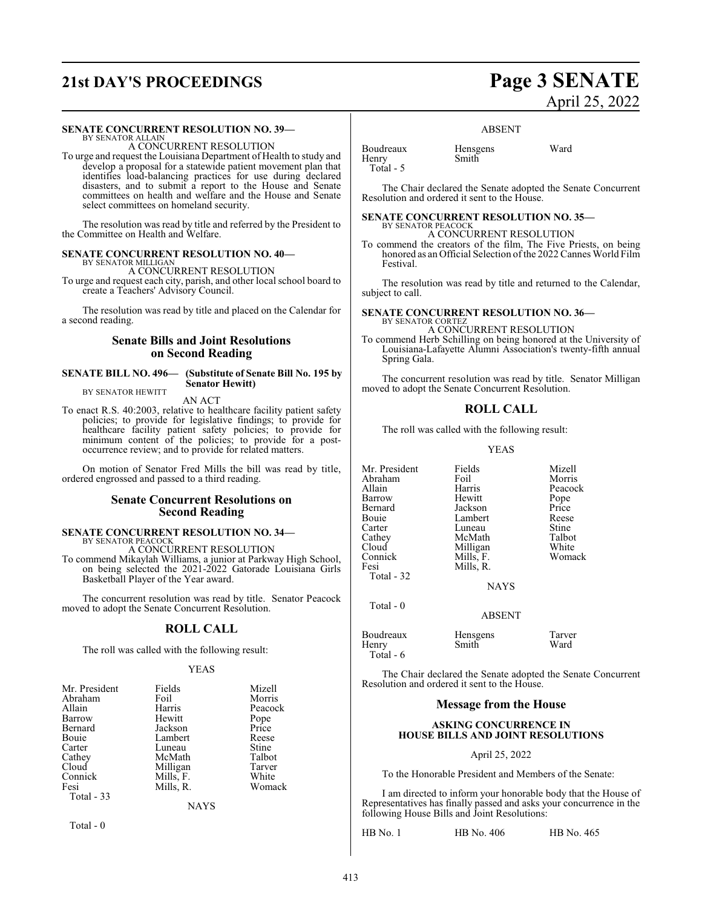**SENATE CONCURRENT RESOLUTION NO. 39—**
BY SENATOR ALLAIN

A CONCURRENT RESOLUTION

To urge and request the Louisiana Department of Health to study and develop a proposal for a statewide patient movement plan that identifies load-balancing practices for use during declared disasters, and to submit a report to the House and Senate committees on health and welfare and the House and Senate select committees on homeland security.

The resolution was read by title and referred by the President to the Committee on Health and Welfare.

**SENATE CONCURRENT RESOLUTION NO. 40—**
BY SENATOR MILLIGAN

A CONCURRENT RESOLUTION

To urge and request each city, parish, and other local school board to create a Teachers' Advisory Council.

The resolution was read by title and placed on the Calendar for a second reading.

## Senate Bills and Joint Resolutions on Second Reading

**SENATE BILL NO. 496— (Substitute of Senate Bill No. 195 by Senator Hewitt)**
BY SENATOR HEWITT

AN ACT

To enact R.S. 40:2003, relative to healthcare facility patient safety policies; to provide for legislative findings; to provide for healthcare facility patient safety policies; to provide for minimum content of the policies; to provide for a post-occurrence review; and to provide for related matters.

On motion of Senator Fred Mills the bill was read by title, ordered engrossed and passed to a third reading.

## Senate Concurrent Resolutions on Second Reading

**SENATE CONCURRENT RESOLUTION NO. 34—**
BY SENATOR PEACOCK

A CONCURRENT RESOLUTION

To commend Mikaylah Williams, a junior at Parkway High School, on being selected the 2021-2022 Gatorade Louisiana Girls Basketball Player of the Year award.

The concurrent resolution was read by title. Senator Peacock moved to adopt the Senate Concurrent Resolution.

## ROLL CALL

The roll was called with the following result:

YEAS

| | | |
|---|---|---|
| Mr. President | Fields | Mizell |
| Abraham | Foil | Morris |
| Allain | Harris | Peacock |
| Barrow | Hewitt | Pope |
| Bernard | Jackson | Price |
| Bouie | Lambert | Reese |
| Carter | Luneau | Stine |
| Cathey | McMath | Talbot |
| Cloud | Milligan | Tarver |
| Connick | Mills, F. | White |
| Fesi | Mills, R. | Womack |

Total - 33

NAYS

Total - 0

ABSENT

| | | |
|---|---|---|
| Boudreaux | Hensgens | Ward |
| Henry | Smith | |

Total - 5

The Chair declared the Senate adopted the Senate Concurrent Resolution and ordered it sent to the House.

**SENATE CONCURRENT RESOLUTION NO. 35—**
BY SENATOR PEACOCK

A CONCURRENT RESOLUTION

To commend the creators of the film, The Five Priests, on being honored as an Official Selection of the 2022 Cannes World Film Festival.

The resolution was read by title and returned to the Calendar, subject to call.

**SENATE CONCURRENT RESOLUTION NO. 36—**
BY SENATOR CORTEZ

A CONCURRENT RESOLUTION

To commend Herb Schilling on being honored at the University of Louisiana-Lafayette Alumni Association's twenty-fifth annual Spring Gala.

The concurrent resolution was read by title. Senator Milligan moved to adopt the Senate Concurrent Resolution.

## ROLL CALL

The roll was called with the following result:

YEAS

| | | |
|---|---|---|
| Mr. President | Fields | Mizell |
| Abraham | Foil | Morris |
| Allain | Harris | Peacock |
| Barrow | Hewitt | Pope |
| Bernard | Jackson | Price |
| Bouie | Lambert | Reese |
| Carter | Luneau | Stine |
| Cathey | McMath | Talbot |
| Cloud | Milligan | White |
| Connick | Mills, F. | Womack |
| Fesi | Mills, R. | |

Total - 32

NAYS

Total - 0

ABSENT

| | | |
|---|---|---|
| Boudreaux | Hensgens | Tarver |
| Henry | Smith | Ward |

Total - 6

The Chair declared the Senate adopted the Senate Concurrent Resolution and ordered it sent to the House.

## Message from the House

**ASKING CONCURRENCE IN HOUSE BILLS AND JOINT RESOLUTIONS**

April 25, 2022

To the Honorable President and Members of the Senate:

I am directed to inform your honorable body that the House of Representatives has finally passed and asks your concurrence in the following House Bills and Joint Resolutions:

| | | |
|---|---|---|
| HB No. 1 | HB No. 406 | HB No. 465 |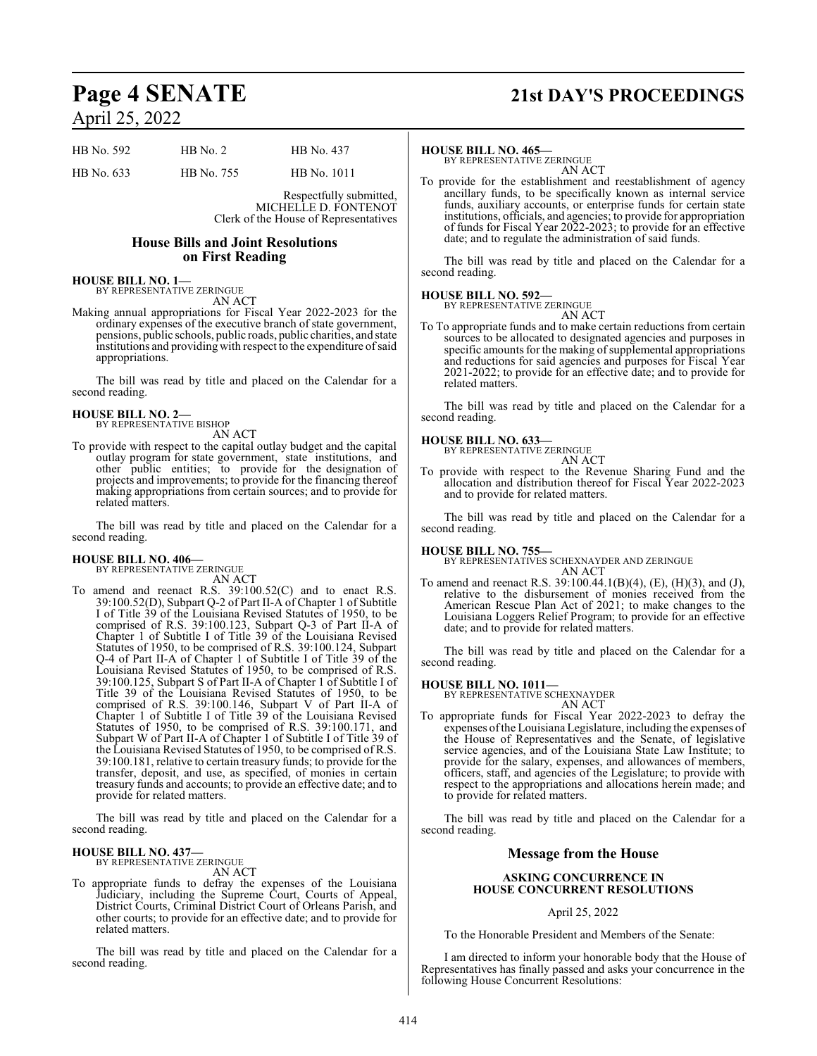| HB No. 592 | HB No. 2 | HB No. 437 |
|---|---|---|
| HB No. 633 | HB No. 755 | HB No. 1011 |

Respectfully submitted,
MICHELLE D. FONTENOT
Clerk of the House of Representatives

## House Bills and Joint Resolutions on First Reading

**HOUSE BILL NO. 1—**
BY REPRESENTATIVE ZERINGUE
AN ACT

Making annual appropriations for Fiscal Year 2022-2023 for the ordinary expenses of the executive branch of state government, pensions, public schools, public roads, public charities, and state institutions and providing with respect to the expenditure of said appropriations.

The bill was read by title and placed on the Calendar for a second reading.

**HOUSE BILL NO. 2—**
BY REPRESENTATIVE BISHOP
AN ACT

To provide with respect to the capital outlay budget and the capital outlay program for state government, state institutions, and other public entities; to provide for the designation of projects and improvements; to provide for the financing thereof making appropriations from certain sources; and to provide for related matters.

The bill was read by title and placed on the Calendar for a second reading.

**HOUSE BILL NO. 406—**
BY REPRESENTATIVE ZERINGUE
AN ACT

To amend and reenact R.S. 39:100.52(C) and to enact R.S. 39:100.52(D), Subpart Q-2 of Part II-A of Chapter 1 of Subtitle I of Title 39 of the Louisiana Revised Statutes of 1950, to be comprised of R.S. 39:100.123, Subpart Q-3 of Part II-A of Chapter 1 of Subtitle I of Title 39 of the Louisiana Revised Statutes of 1950, to be comprised of R.S. 39:100.124, Subpart Q-4 of Part II-A of Chapter 1 of Subtitle I of Title 39 of the Louisiana Revised Statutes of 1950, to be comprised of R.S. 39:100.125, Subpart S of Part II-A of Chapter 1 of Subtitle I of Title 39 of the Louisiana Revised Statutes of 1950, to be comprised of R.S. 39:100.146, Subpart V of Part II-A of Chapter 1 of Subtitle I of Title 39 of the Louisiana Revised Statutes of 1950, to be comprised of R.S. 39:100.171, and Subpart W of Part II-A of Chapter 1 of Subtitle I of Title 39 of the Louisiana Revised Statutes of 1950, to be comprised of R.S. 39:100.181, relative to certain treasury funds; to provide for the transfer, deposit, and use, as specified, of monies in certain treasury funds and accounts; to provide an effective date; and to provide for related matters.

The bill was read by title and placed on the Calendar for a second reading.

**HOUSE BILL NO. 437—**
BY REPRESENTATIVE ZERINGUE
AN ACT

To appropriate funds to defray the expenses of the Louisiana Judiciary, including the Supreme Court, Courts of Appeal, District Courts, Criminal District Court of Orleans Parish, and other courts; to provide for an effective date; and to provide for related matters.

The bill was read by title and placed on the Calendar for a second reading.

**HOUSE BILL NO. 465—**
BY REPRESENTATIVE ZERINGUE
AN ACT

To provide for the establishment and reestablishment of agency ancillary funds, to be specifically known as internal service funds, auxiliary accounts, or enterprise funds for certain state institutions, officials, and agencies; to provide for appropriation of funds for Fiscal Year 2022-2023; to provide for an effective date; and to regulate the administration of said funds.

The bill was read by title and placed on the Calendar for a second reading.

**HOUSE BILL NO. 592—**
BY REPRESENTATIVE ZERINGUE
AN ACT

To To appropriate funds and to make certain reductions from certain sources to be allocated to designated agencies and purposes in specific amounts for the making of supplemental appropriations and reductions for said agencies and purposes for Fiscal Year 2021-2022; to provide for an effective date; and to provide for related matters.

The bill was read by title and placed on the Calendar for a second reading.

**HOUSE BILL NO. 633—**
BY REPRESENTATIVE ZERINGUE
AN ACT

To provide with respect to the Revenue Sharing Fund and the allocation and distribution thereof for Fiscal Year 2022-2023 and to provide for related matters.

The bill was read by title and placed on the Calendar for a second reading.

**HOUSE BILL NO. 755—**
BY REPRESENTATIVES SCHEXNAYDER AND ZERINGUE
AN ACT

To amend and reenact R.S. 39:100.44.1(B)(4), (E), (H)(3), and (J), relative to the disbursement of monies received from the American Rescue Plan Act of 2021; to make changes to the Louisiana Loggers Relief Program; to provide for an effective date; and to provide for related matters.

The bill was read by title and placed on the Calendar for a second reading.

**HOUSE BILL NO. 1011—**
BY REPRESENTATIVE SCHEXNAYDER
AN ACT

To appropriate funds for Fiscal Year 2022-2023 to defray the expenses of the Louisiana Legislature, including the expenses of the House of Representatives and the Senate, of legislative service agencies, and of the Louisiana State Law Institute; to provide for the salary, expenses, and allowances of members, officers, staff, and agencies of the Legislature; to provide with respect to the appropriations and allocations herein made; and to provide for related matters.

The bill was read by title and placed on the Calendar for a second reading.

## Message from the House

### ASKING CONCURRENCE IN HOUSE CONCURRENT RESOLUTIONS

April 25, 2022

To the Honorable President and Members of the Senate:

I am directed to inform your honorable body that the House of Representatives has finally passed and asks your concurrence in the following House Concurrent Resolutions: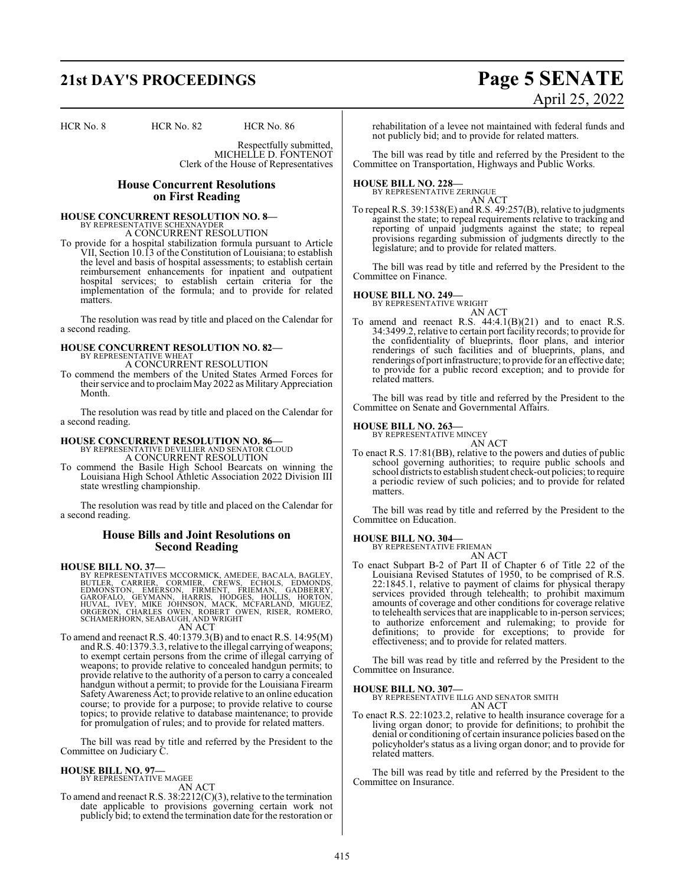HCR No. 8 HCR No. 82 HCR No. 86

Respectfully submitted,
MICHELLE D. FONTENOT
Clerk of the House of Representatives

## House Concurrent Resolutions on First Reading

**HOUSE CONCURRENT RESOLUTION NO. 8—**
BY REPRESENTATIVE SCHEXNAYDER
A CONCURRENT RESOLUTION

To provide for a hospital stabilization formula pursuant to Article VII, Section 10.13 of the Constitution of Louisiana; to establish the level and basis of hospital assessments; to establish certain reimbursement enhancements for inpatient and outpatient hospital services; to establish certain criteria for the implementation of the formula; and to provide for related matters.

The resolution was read by title and placed on the Calendar for a second reading.

**HOUSE CONCURRENT RESOLUTION NO. 82—**
BY REPRESENTATIVE WHEAT
A CONCURRENT RESOLUTION

To commend the members of the United States Armed Forces for their service and to proclaim May 2022 as Military Appreciation Month.

The resolution was read by title and placed on the Calendar for a second reading.

**HOUSE CONCURRENT RESOLUTION NO. 86—**
BY REPRESENTATIVE DEVILLIER AND SENATOR CLOUD
A CONCURRENT RESOLUTION

To commend the Basile High School Bearcats on winning the Louisiana High School Athletic Association 2022 Division III state wrestling championship.

The resolution was read by title and placed on the Calendar for a second reading.

## House Bills and Joint Resolutions on Second Reading

**HOUSE BILL NO. 37—**
BY REPRESENTATIVES MCCORMICK, AMEDEE, BACALA, BAGLEY, BUTLER, CARRIER, CORMIER, CREWS, ECHOLS, EDMONDS, EDMONSTON, EMERSON, FIRMENT, FRIEMAN, GADBERRY, GAROFALO, GEYMANN, HARRIS, HODGES, HOLLIS, HORTON, HUVAL, IVEY, MIKE JOHNSON, MACK, MCFARLAND, MIGUEZ, ORGERON, CHARLES OWEN, ROBERT OWEN, RISER, ROMERO, SCHAMERHORN, SEABAUGH, AND WRIGHT
AN ACT

To amend and reenact R.S. 40:1379.3(B) and to enact R.S. 14:95(M) and R.S. 40:1379.3.3, relative to the illegal carrying of weapons; to exempt certain persons from the crime of illegal carrying of weapons; to provide relative to concealed handgun permits; to provide relative to the authority of a person to carry a concealed handgun without a permit; to provide for the Louisiana Firearm Safety Awareness Act; to provide relative to an online education course; to provide for a purpose; to provide relative to course topics; to provide relative to database maintenance; to provide for promulgation of rules; and to provide for related matters.

The bill was read by title and referred by the President to the Committee on Judiciary C.

**HOUSE BILL NO. 97—**
BY REPRESENTATIVE MAGEE
AN ACT

To amend and reenact R.S. 38:2212(C)(3), relative to the termination date applicable to provisions governing certain work not publicly bid; to extend the termination date for the restoration or rehabilitation of a levee not maintained with federal funds and not publicly bid; and to provide for related matters.

The bill was read by title and referred by the President to the Committee on Transportation, Highways and Public Works.

**HOUSE BILL NO. 228—**
BY REPRESENTATIVE ZERINGUE
AN ACT

To repeal R.S. 39:1538(E) and R.S. 49:257(B), relative to judgments against the state; to repeal requirements relative to tracking and reporting of unpaid judgments against the state; to repeal provisions regarding submission of judgments directly to the legislature; and to provide for related matters.

The bill was read by title and referred by the President to the Committee on Finance.

**HOUSE BILL NO. 249—**
BY REPRESENTATIVE WRIGHT
AN ACT

To amend and reenact R.S. 44:4.1(B)(21) and to enact R.S. 34:3499.2, relative to certain port facility records; to provide for the confidentiality of blueprints, floor plans, and interior renderings of such facilities and of blueprints, plans, and renderings of port infrastructure; to provide for an effective date; to provide for a public record exception; and to provide for related matters.

The bill was read by title and referred by the President to the Committee on Senate and Governmental Affairs.

**HOUSE BILL NO. 263—**
BY REPRESENTATIVE MINCEY
AN ACT

To enact R.S. 17:81(BB), relative to the powers and duties of public school governing authorities; to require public schools and school districts to establish student check-out policies; to require a periodic review of such policies; and to provide for related matters.

The bill was read by title and referred by the President to the Committee on Education.

**HOUSE BILL NO. 304—**
BY REPRESENTATIVE FRIEMAN
AN ACT

To enact Subpart B-2 of Part II of Chapter 6 of Title 22 of the Louisiana Revised Statutes of 1950, to be comprised of R.S. 22:1845.1, relative to payment of claims for physical therapy services provided through telehealth; to prohibit maximum amounts of coverage and other conditions for coverage relative to telehealth services that are inapplicable to in-person services; to authorize enforcement and rulemaking; to provide for definitions; to provide for exceptions; to provide for effectiveness; and to provide for related matters.

The bill was read by title and referred by the President to the Committee on Insurance.

**HOUSE BILL NO. 307—**
BY REPRESENTATIVE ILLG AND SENATOR SMITH
AN ACT

To enact R.S. 22:1023.2, relative to health insurance coverage for a living organ donor; to provide for definitions; to prohibit the denial or conditioning of certain insurance policies based on the policyholder's status as a living organ donor; and to provide for related matters.

The bill was read by title and referred by the President to the Committee on Insurance.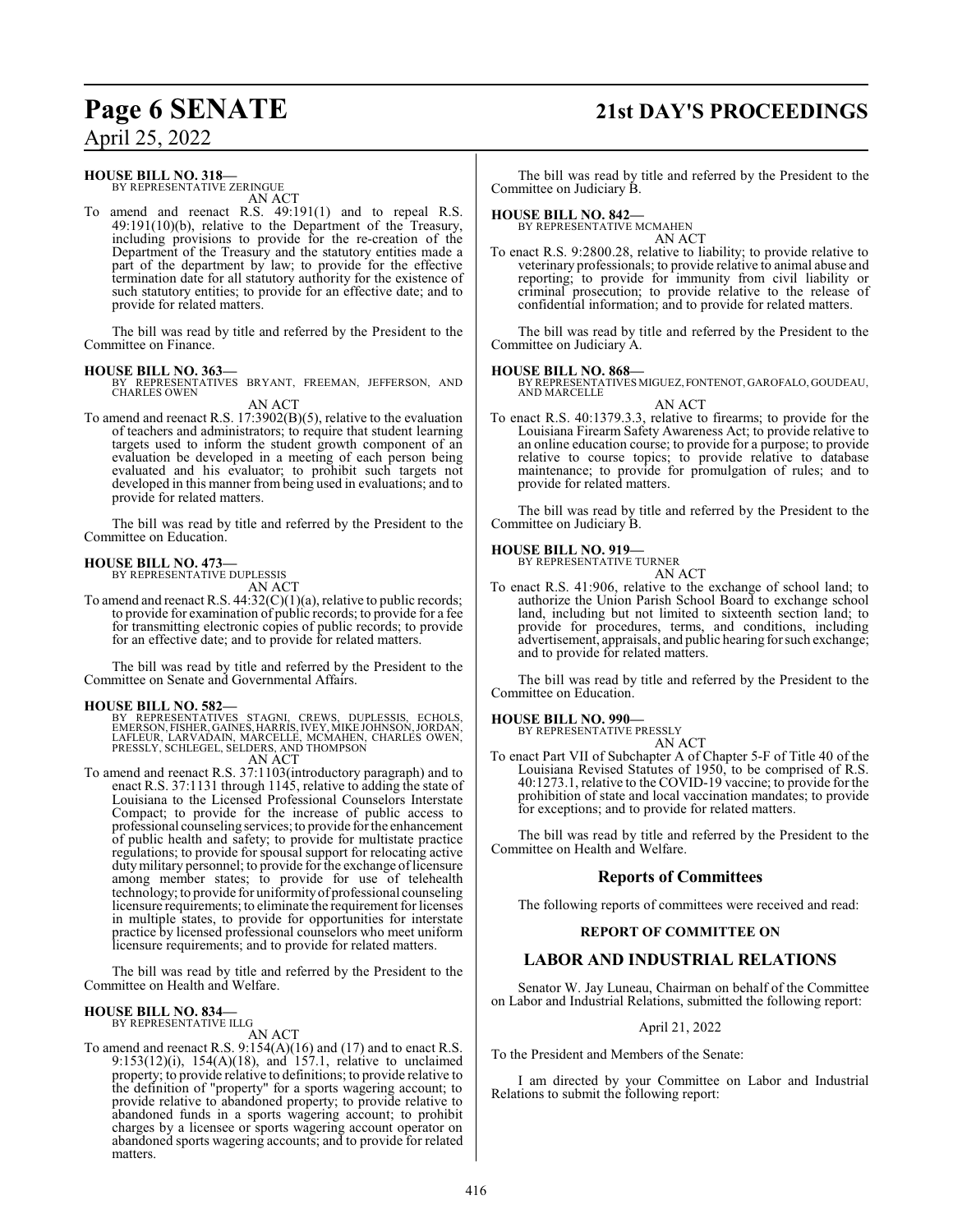**HOUSE BILL NO. 318—**
BY REPRESENTATIVE ZERINGUE
AN ACT

To amend and reenact R.S. 49:191(1) and to repeal R.S. 49:191(10)(b), relative to the Department of the Treasury, including provisions to provide for the re-creation of the Department of the Treasury and the statutory entities made a part of the department by law; to provide for the effective termination date for all statutory authority for the existence of such statutory entities; to provide for an effective date; and to provide for related matters.

The bill was read by title and referred by the President to the Committee on Finance.

**HOUSE BILL NO. 363—**
BY REPRESENTATIVES BRYANT, FREEMAN, JEFFERSON, AND CHARLES OWEN
AN ACT

To amend and reenact R.S. 17:3902(B)(5), relative to the evaluation of teachers and administrators; to require that student learning targets used to inform the student growth component of an evaluation be developed in a meeting of each person being evaluated and his evaluator; to prohibit such targets not developed in this manner from being used in evaluations; and to provide for related matters.

The bill was read by title and referred by the President to the Committee on Education.

**HOUSE BILL NO. 473—**
BY REPRESENTATIVE DUPLESSIS
AN ACT

To amend and reenact R.S. 44:32(C)(1)(a), relative to public records; to provide for examination of public records; to provide for a fee for transmitting electronic copies of public records; to provide for an effective date; and to provide for related matters.

The bill was read by title and referred by the President to the Committee on Senate and Governmental Affairs.

**HOUSE BILL NO. 582—**
BY REPRESENTATIVES STAGNI, CREWS, DUPLESSIS, ECHOLS, EMERSON, FISHER, GAINES, HARRIS, IVEY, MIKE JOHNSON, JORDAN, LAFLEUR, LARVADAIN, MARCELLE, MCMAHEN, CHARLES OWEN, PRESSLY, SCHLEGEL, SELDERS, AND THOMPSON
AN ACT

To amend and reenact R.S. 37:1103(introductory paragraph) and to enact R.S. 37:1131 through 1145, relative to adding the state of Louisiana to the Licensed Professional Counselors Interstate Compact; to provide for the increase of public access to professional counseling services; to provide for the enhancement of public health and safety; to provide for multistate practice regulations; to provide for spousal support for relocating active duty military personnel; to provide for the exchange of licensure among member states; to provide for use of telehealth technology; to provide for uniformity of professional counseling licensure requirements; to eliminate the requirement for licenses in multiple states, to provide for opportunities for interstate practice by licensed professional counselors who meet uniform licensure requirements; and to provide for related matters.

The bill was read by title and referred by the President to the Committee on Health and Welfare.

**HOUSE BILL NO. 834—**
BY REPRESENTATIVE ILLG
AN ACT

To amend and reenact R.S. 9:154(A)(16) and (17) and to enact R.S. 9:153(12)(i), 154(A)(18), and 157.1, relative to unclaimed property; to provide relative to definitions; to provide relative to the definition of "property" for a sports wagering account; to provide relative to abandoned property; to provide relative to abandoned funds in a sports wagering account; to prohibit charges by a licensee or sports wagering account operator on abandoned sports wagering accounts; and to provide for related matters.

The bill was read by title and referred by the President to the Committee on Judiciary B.

**HOUSE BILL NO. 842—**
BY REPRESENTATIVE MCMAHEN
AN ACT

To enact R.S. 9:2800.28, relative to liability; to provide relative to veterinary professionals; to provide relative to animal abuse and reporting; to provide for immunity from civil liability or criminal prosecution; to provide relative to the release of confidential information; and to provide for related matters.

The bill was read by title and referred by the President to the Committee on Judiciary A.

**HOUSE BILL NO. 868—**
BY REPRESENTATIVES MIGUEZ, FONTENOT, GAROFALO, GOUDEAU, AND MARCELLE
AN ACT

To enact R.S. 40:1379.3.3, relative to firearms; to provide for the Louisiana Firearm Safety Awareness Act; to provide relative to an online education course; to provide for a purpose; to provide relative to course topics; to provide relative to database maintenance; to provide for promulgation of rules; and to provide for related matters.

The bill was read by title and referred by the President to the Committee on Judiciary B.

**HOUSE BILL NO. 919—**
BY REPRESENTATIVE TURNER
AN ACT

To enact R.S. 41:906, relative to the exchange of school land; to authorize the Union Parish School Board to exchange school land, including but not limited to sixteenth section land; to provide for procedures, terms, and conditions, including advertisement, appraisals, and public hearing for such exchange; and to provide for related matters.

The bill was read by title and referred by the President to the Committee on Education.

**HOUSE BILL NO. 990—**
BY REPRESENTATIVE PRESSLY
AN ACT

To enact Part VII of Subchapter A of Chapter 5-F of Title 40 of the Louisiana Revised Statutes of 1950, to be comprised of R.S. 40:1273.1, relative to the COVID-19 vaccine; to provide for the prohibition of state and local vaccination mandates; to provide for exceptions; and to provide for related matters.

The bill was read by title and referred by the President to the Committee on Health and Welfare.

## Reports of Committees

The following reports of committees were received and read:

**REPORT OF COMMITTEE ON**

## LABOR AND INDUSTRIAL RELATIONS

Senator W. Jay Luneau, Chairman on behalf of the Committee on Labor and Industrial Relations, submitted the following report:

April 21, 2022

To the President and Members of the Senate:

I am directed by your Committee on Labor and Industrial Relations to submit the following report: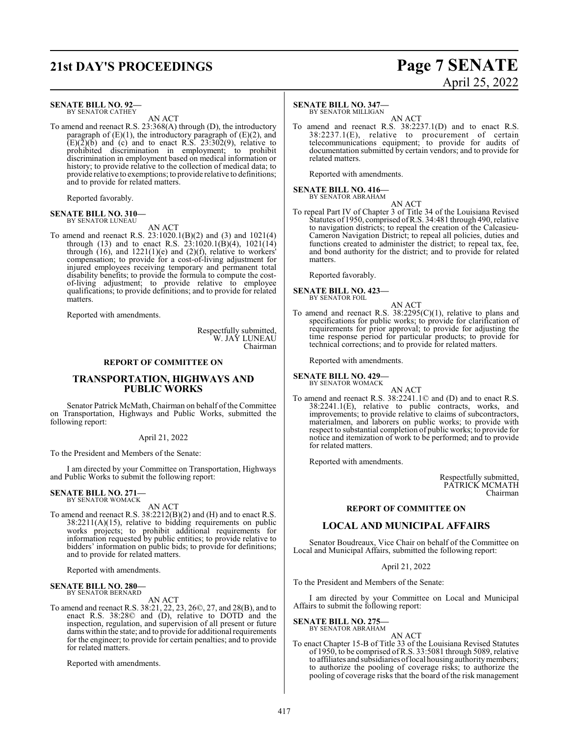**SENATE BILL NO. 92—**
BY SENATOR CATHEY

AN ACT

To amend and reenact R.S. 23:368(A) through (D), the introductory paragraph of (E)(1), the introductory paragraph of (E)(2), and (E)(2)(b) and (c) and to enact R.S. 23:302(9), relative to prohibited discrimination in employment; to prohibit discrimination in employment based on medical information or history; to provide relative to the collection of medical data; to provide relative to exemptions; to provide relative to definitions; and to provide for related matters.

Reported favorably.

**SENATE BILL NO. 310—**
BY SENATOR LUNEAU

AN ACT

To amend and reenact R.S. 23:1020.1(B)(2) and (3) and 1021(4) through (13) and to enact R.S. 23:1020.1(B)(4), 1021(14) through (16), and 1221(1)(e) and (2)(f), relative to workers' compensation; to provide for a cost-of-living adjustment for injured employees receiving temporary and permanent total disability benefits; to provide the formula to compute the cost-of-living adjustment; to provide relative to employee qualifications; to provide definitions; and to provide for related matters.

Reported with amendments.

Respectfully submitted,
W. JAY LUNEAU
Chairman

**REPORT OF COMMITTEE ON**

## TRANSPORTATION, HIGHWAYS AND PUBLIC WORKS

Senator Patrick McMath, Chairman on behalf of the Committee on Transportation, Highways and Public Works, submitted the following report:

April 21, 2022

To the President and Members of the Senate:

I am directed by your Committee on Transportation, Highways and Public Works to submit the following report:

**SENATE BILL NO. 271—**
BY SENATOR WOMACK

AN ACT

To amend and reenact R.S. 38:2212(B)(2) and (H) and to enact R.S. 38:2211(A)(15), relative to bidding requirements on public works projects; to prohibit additional requirements for information requested by public entities; to provide relative to bidders' information on public bids; to provide for definitions; and to provide for related matters.

Reported with amendments.

**SENATE BILL NO. 280—**
BY SENATOR BERNARD

AN ACT

To amend and reenact R.S. 38:21, 22, 23, 26©, 27, and 28(B), and to enact R.S. 38:28© and (D), relative to DOTD and the inspection, regulation, and supervision of all present or future dams within the state; and to provide for additional requirements for the engineer; to provide for certain penalties; and to provide for related matters.

Reported with amendments.

**SENATE BILL NO. 347—**
BY SENATOR MILLIGAN

AN ACT

To amend and reenact R.S. 38:2237.1(D) and to enact R.S. 38:2237.1(E), relative to procurement of certain telecommunications equipment; to provide for audits of documentation submitted by certain vendors; and to provide for related matters.

Reported with amendments.

**SENATE BILL NO. 416—**
BY SENATOR ABRAHAM

AN ACT

To repeal Part IV of Chapter 3 of Title 34 of the Louisiana Revised Statutes of 1950, comprised of R.S. 34:481 through 490, relative to navigation districts; to repeal the creation of the Calcasieu-Cameron Navigation District; to repeal all policies, duties and functions created to administer the district; to repeal tax, fee, and bond authority for the district; and to provide for related matters.

Reported favorably.

**SENATE BILL NO. 423—**
BY SENATOR FOIL

AN ACT

To amend and reenact R.S. 38:2295(C)(1), relative to plans and specifications for public works; to provide for clarification of requirements for prior approval; to provide for adjusting the time response period for particular products; to provide for technical corrections; and to provide for related matters.

Reported with amendments.

**SENATE BILL NO. 429—**
BY SENATOR WOMACK

AN ACT

To amend and reenact R.S. 38:2241.1© and (D) and to enact R.S. 38:2241.1(E), relative to public contracts, works, and improvements; to provide relative to claims of subcontractors, materialmen, and laborers on public works; to provide with respect to substantial completion of public works; to provide for notice and itemization of work to be performed; and to provide for related matters.

Reported with amendments.

Respectfully submitted,
PATRICK MCMATH
Chairman

**REPORT OF COMMITTEE ON**

## LOCAL AND MUNICIPAL AFFAIRS

Senator Boudreaux, Vice Chair on behalf of the Committee on Local and Municipal Affairs, submitted the following report:

April 21, 2022

To the President and Members of the Senate:

I am directed by your Committee on Local and Municipal Affairs to submit the following report:

**SENATE BILL NO. 275—**
BY SENATOR ABRAHAM

AN ACT

To enact Chapter 15-B of Title 33 of the Louisiana Revised Statutes of 1950, to be comprised of R.S. 33:5081 through 5089, relative to affiliates and subsidiaries of local housing authority members; to authorize the pooling of coverage risks; to authorize the pooling of coverage risks that the board of the risk management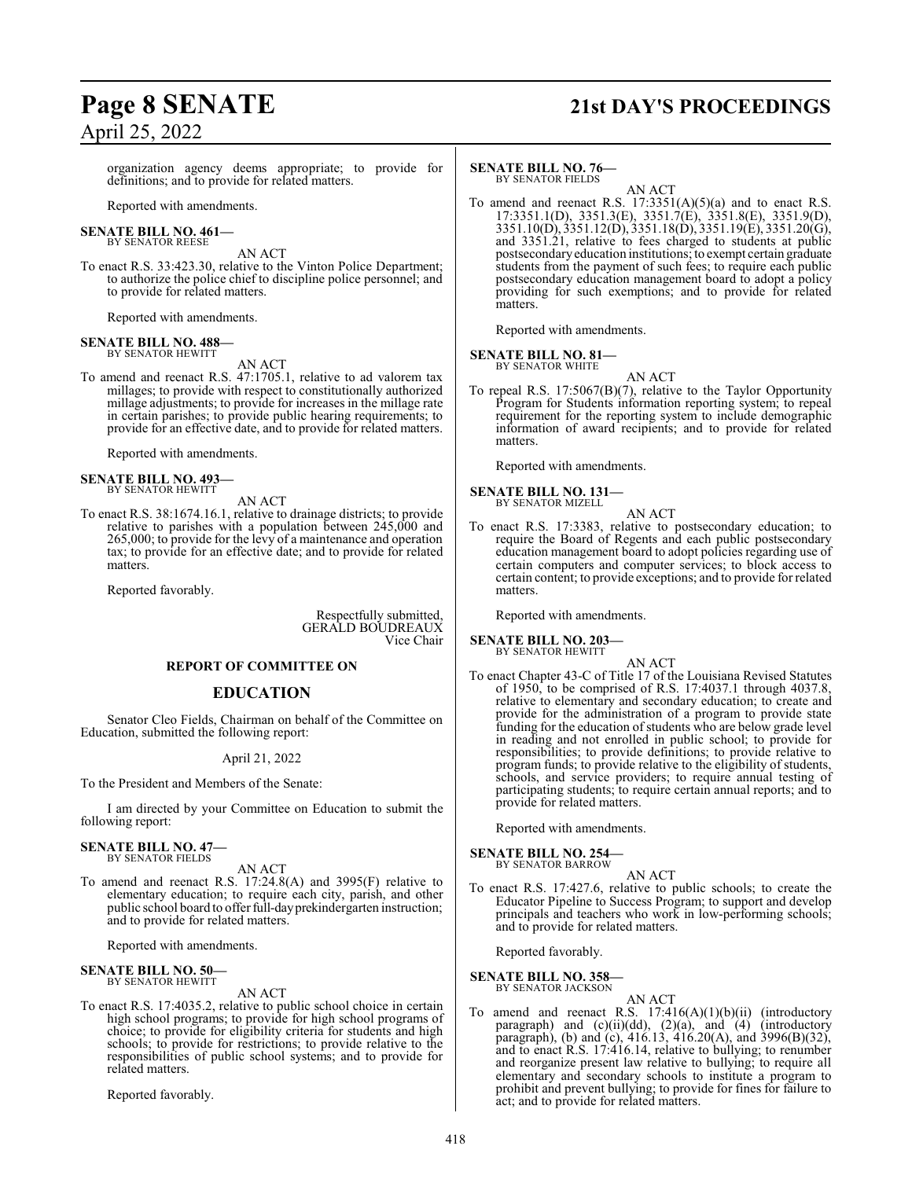organization agency deems appropriate; to provide for definitions; and to provide for related matters.

Reported with amendments.

**SENATE BILL NO. 461—**
BY SENATOR REESE

AN ACT

To enact R.S. 33:423.30, relative to the Vinton Police Department; to authorize the police chief to discipline police personnel; and to provide for related matters.

Reported with amendments.

**SENATE BILL NO. 488—**
BY SENATOR HEWITT

AN ACT

To amend and reenact R.S. 47:1705.1, relative to ad valorem tax millages; to provide with respect to constitutionally authorized millage adjustments; to provide for increases in the millage rate in certain parishes; to provide public hearing requirements; to provide for an effective date, and to provide for related matters.

Reported with amendments.

**SENATE BILL NO. 493—**
BY SENATOR HEWITT

AN ACT

To enact R.S. 38:1674.16.1, relative to drainage districts; to provide relative to parishes with a population between 245,000 and 265,000; to provide for the levy of a maintenance and operation tax; to provide for an effective date; and to provide for related matters.

Reported favorably.

Respectfully submitted,
GERALD BOUDREAUX
Vice Chair

**REPORT OF COMMITTEE ON**

## EDUCATION

Senator Cleo Fields, Chairman on behalf of the Committee on Education, submitted the following report:

April 21, 2022

To the President and Members of the Senate:

I am directed by your Committee on Education to submit the following report:

**SENATE BILL NO. 47—**
BY SENATOR FIELDS

AN ACT

To amend and reenact R.S. 17:24.8(A) and 3995(F) relative to elementary education; to require each city, parish, and other public school board to offer full-day prekindergarten instruction; and to provide for related matters.

Reported with amendments.

**SENATE BILL NO. 50—**
BY SENATOR HEWITT

AN ACT

To enact R.S. 17:4035.2, relative to public school choice in certain high school programs; to provide for high school programs of choice; to provide for eligibility criteria for students and high schools; to provide for restrictions; to provide relative to the responsibilities of public school systems; and to provide for related matters.

Reported favorably.

**SENATE BILL NO. 76—**
BY SENATOR FIELDS

AN ACT

To amend and reenact R.S. 17:3351(A)(5)(a) and to enact R.S. 17:3351.1(D), 3351.3(E), 3351.7(E), 3351.8(E), 3351.9(D), 3351.10(D), 3351.12(D), 3351.18(D), 3351.19(E), 3351.20(G), and 3351.21, relative to fees charged to students at public postsecondary education institutions; to exempt certain graduate students from the payment of such fees; to require each public postsecondary education management board to adopt a policy providing for such exemptions; and to provide for related matters.

Reported with amendments.

**SENATE BILL NO. 81—**
BY SENATOR WHITE

AN ACT

To repeal R.S. 17:5067(B)(7), relative to the Taylor Opportunity Program for Students information reporting system; to repeal requirement for the reporting system to include demographic information of award recipients; and to provide for related matters.

Reported with amendments.

**SENATE BILL NO. 131—**
BY SENATOR MIZELL

AN ACT

To enact R.S. 17:3383, relative to postsecondary education; to require the Board of Regents and each public postsecondary education management board to adopt policies regarding use of certain computers and computer services; to block access to certain content; to provide exceptions; and to provide for related matters.

Reported with amendments.

**SENATE BILL NO. 203—**
BY SENATOR HEWITT

AN ACT

To enact Chapter 43-C of Title 17 of the Louisiana Revised Statutes of 1950, to be comprised of R.S. 17:4037.1 through 4037.8, relative to elementary and secondary education; to create and provide for the administration of a program to provide state funding for the education of students who are below grade level in reading and not enrolled in public school; to provide for responsibilities; to provide definitions; to provide relative to program funds; to provide relative to the eligibility of students, schools, and service providers; to require annual testing of participating students; to require certain annual reports; and to provide for related matters.

Reported with amendments.

**SENATE BILL NO. 254—**
BY SENATOR BARROW

AN ACT

To enact R.S. 17:427.6, relative to public schools; to create the Educator Pipeline to Success Program; to support and develop principals and teachers who work in low-performing schools; and to provide for related matters.

Reported favorably.

**SENATE BILL NO. 358—**
BY SENATOR JACKSON

AN ACT

To amend and reenact R.S. 17:416(A)(1)(b)(ii) (introductory paragraph) and (c)(ii)(dd), (2)(a), and (4) (introductory paragraph), (b) and (c), 416.13, 416.20(A), and 3996(B)(32), and to enact R.S. 17:416.14, relative to bullying; to renumber and reorganize present law relative to bullying; to require all elementary and secondary schools to institute a program to prohibit and prevent bullying; to provide for fines for failure to act; and to provide for related matters.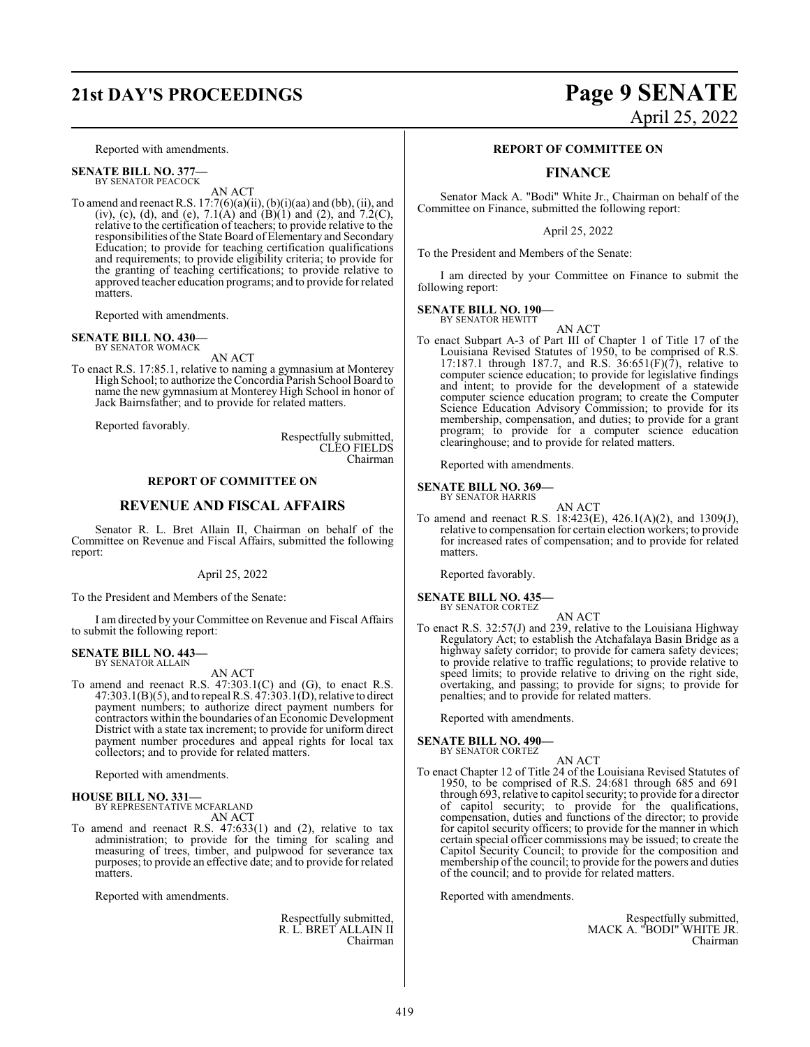Reported with amendments.

**SENATE BILL NO. 377—**
BY SENATOR PEACOCK

AN ACT

To amend and reenact R.S. 17:7(6)(a)(ii), (b)(i)(aa) and (bb), (ii), and (iv), (c), (d), and (e), 7.1(A) and (B)(1) and (2), and 7.2(C), relative to the certification of teachers; to provide relative to the responsibilities of the State Board of Elementary and Secondary Education; to provide for teaching certification qualifications and requirements; to provide eligibility criteria; to provide for the granting of teaching certifications; to provide relative to approved teacher education programs; and to provide for related matters.

Reported with amendments.

**SENATE BILL NO. 430—**
BY SENATOR WOMACK

AN ACT

To enact R.S. 17:85.1, relative to naming a gymnasium at Monterey High School; to authorize the Concordia Parish School Board to name the new gymnasium at Monterey High School in honor of Jack Bairnsfather; and to provide for related matters.

Reported favorably.

Respectfully submitted,
CLEO FIELDS
Chairman

## REPORT OF COMMITTEE ON

## REVENUE AND FISCAL AFFAIRS

Senator R. L. Bret Allain II, Chairman on behalf of the Committee on Revenue and Fiscal Affairs, submitted the following report:

April 25, 2022

To the President and Members of the Senate:

I am directed by your Committee on Revenue and Fiscal Affairs to submit the following report:

**SENATE BILL NO. 443—**
BY SENATOR ALLAIN

AN ACT

To amend and reenact R.S. 47:303.1(C) and (G), to enact R.S. 47:303.1(B)(5), and to repeal R.S. 47:303.1(D), relative to direct payment numbers; to authorize direct payment numbers for contractors within the boundaries of an Economic Development District with a state tax increment; to provide for uniform direct payment number procedures and appeal rights for local tax collectors; and to provide for related matters.

Reported with amendments.

**HOUSE BILL NO. 331—**
BY REPRESENTATIVE MCFARLAND

AN ACT

To amend and reenact R.S. 47:633(1) and (2), relative to tax administration; to provide for the timing for scaling and measuring of trees, timber, and pulpwood for severance tax purposes; to provide an effective date; and to provide for related matters.

Reported with amendments.

Respectfully submitted,
R. L. BRET ALLAIN II
Chairman

## REPORT OF COMMITTEE ON

## FINANCE

Senator Mack A. "Bodi" White Jr., Chairman on behalf of the Committee on Finance, submitted the following report:

April 25, 2022

To the President and Members of the Senate:

I am directed by your Committee on Finance to submit the following report:

**SENATE BILL NO. 190—**
BY SENATOR HEWITT

AN ACT

To enact Subpart A-3 of Part III of Chapter 1 of Title 17 of the Louisiana Revised Statutes of 1950, to be comprised of R.S. 17:187.1 through 187.7, and R.S. 36:651(F)(7), relative to computer science education; to provide for legislative findings and intent; to provide for the development of a statewide computer science education program; to create the Computer Science Education Advisory Commission; to provide for its membership, compensation, and duties; to provide for a grant program; to provide for a computer science education clearinghouse; and to provide for related matters.

Reported with amendments.

**SENATE BILL NO. 369—**
BY SENATOR HARRIS

AN ACT

To amend and reenact R.S. 18:423(E), 426.1(A)(2), and 1309(J), relative to compensation for certain election workers; to provide for increased rates of compensation; and to provide for related matters.

Reported favorably.

**SENATE BILL NO. 435—**
BY SENATOR CORTEZ

AN ACT

To enact R.S. 32:57(J) and 239, relative to the Louisiana Highway Regulatory Act; to establish the Atchafalaya Basin Bridge as a highway safety corridor; to provide for camera safety devices; to provide relative to traffic regulations; to provide relative to speed limits; to provide relative to driving on the right side, overtaking, and passing; to provide for signs; to provide for penalties; and to provide for related matters.

Reported with amendments.

**SENATE BILL NO. 490—**
BY SENATOR CORTEZ

AN ACT

To enact Chapter 12 of Title 24 of the Louisiana Revised Statutes of 1950, to be comprised of R.S. 24:681 through 685 and 691 through 693, relative to capitol security; to provide for a director of capitol security; to provide for the qualifications, compensation, duties and functions of the director; to provide for capitol security officers; to provide for the manner in which certain special officer commissions may be issued; to create the Capitol Security Council; to provide for the composition and membership of the council; to provide for the powers and duties of the council; and to provide for related matters.

Reported with amendments.

Respectfully submitted,
MACK A. "BODI" WHITE JR.
Chairman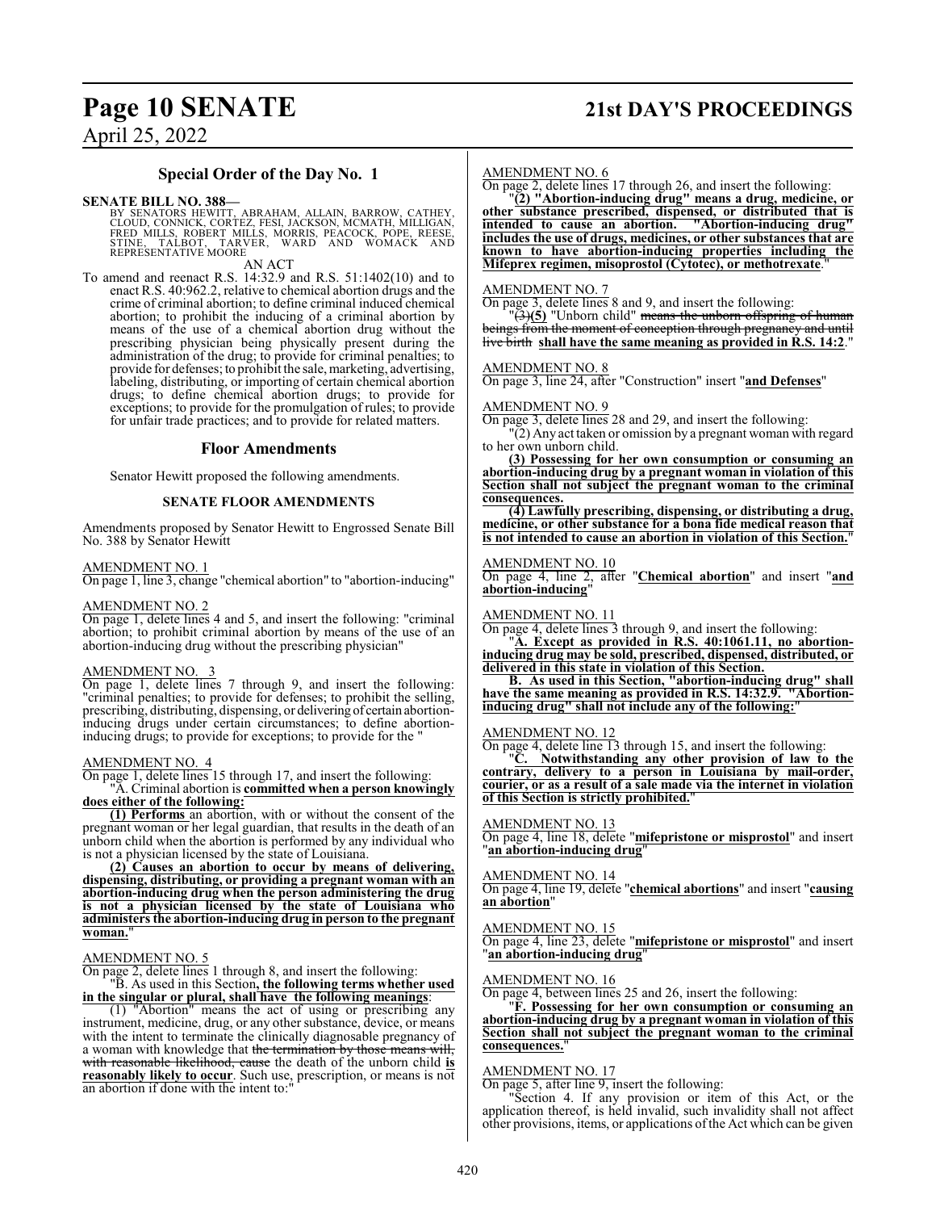## Special Order of the Day No. 1

**SENATE BILL NO. 388—**

BY SENATORS HEWITT, ABRAHAM, ALLAIN, BARROW, CATHEY, CLOUD, CONNICK, CORTEZ, FESI, JACKSON, MCMATH, MILLIGAN, FRED MILLS, ROBERT MILLS, MORRIS, PEACOCK, POPE, REESE, STINE, TALBOT, TARVER, WARD AND WOMACK AND REPRESENTATIVE MOORE

AN ACT

To amend and reenact R.S. 14:32.9 and R.S. 51:1402(10) and to enact R.S. 40:962.2, relative to chemical abortion drugs and the crime of criminal abortion; to define criminal induced chemical abortion; to prohibit the inducing of a criminal abortion by means of the use of a chemical abortion drug without the prescribing physician being physically present during the administration of the drug; to provide for criminal penalties; to provide for defenses; to prohibit the sale, marketing, advertising, labeling, distributing, or importing of certain chemical abortion drugs; to define chemical abortion drugs; to provide for exceptions; to provide for the promulgation of rules; to provide for unfair trade practices; and to provide for related matters.

### Floor Amendments

Senator Hewitt proposed the following amendments.

**SENATE FLOOR AMENDMENTS**

Amendments proposed by Senator Hewitt to Engrossed Senate Bill No. 388 by Senator Hewitt

AMENDMENT NO. 1

On page 1, line 3, change "chemical abortion" to "abortion-inducing"

AMENDMENT NO. 2

On page 1, delete lines 4 and 5, and insert the following: "criminal abortion; to prohibit criminal abortion by means of the use of an abortion-inducing drug without the prescribing physician"

AMENDMENT NO. 3

On page 1, delete lines 7 through 9, and insert the following: "criminal penalties; to provide for defenses; to prohibit the selling, prescribing, distributing, dispensing, or delivering of certain abortion-inducing drugs under certain circumstances; to define abortion-inducing drugs; to provide for exceptions; to provide for the "

AMENDMENT NO. 4

On page 1, delete lines 15 through 17, and insert the following:

"A. Criminal abortion is **committed when a person knowingly does either of the following:**

**(1) Performs** an abortion, with or without the consent of the pregnant woman or her legal guardian, that results in the death of an unborn child when the abortion is performed by any individual who is not a physician licensed by the state of Louisiana.

**(2) Causes an abortion to occur by means of delivering, dispensing, distributing, or providing a pregnant woman with an abortion-inducing drug when the person administering the drug is not a physician licensed by the state of Louisiana who administers the abortion-inducing drug in person to the pregnant woman.**"

AMENDMENT NO. 5

On page 2, delete lines 1 through 8, and insert the following:

"B. As used in this Section**, the following terms whether used in the singular or plural, shall have the following meanings**:

(1) "Abortion" means the act of using or prescribing any instrument, medicine, drug, or any other substance, device, or means with the intent to terminate the clinically diagnosable pregnancy of a woman with knowledge that ~~the termination by those means will, with reasonable likelihood, cause~~ the death of the unborn child **is reasonably likely to occur**. Such use, prescription, or means is not an abortion if done with the intent to:"

AMENDMENT NO. 6

On page 2, delete lines 17 through 26, and insert the following:

"**(2) "Abortion-inducing drug" means a drug, medicine, or other substance prescribed, dispensed, or distributed that is intended to cause an abortion. "Abortion-inducing drug" includes the use of drugs, medicines, or other substances that are known to have abortion-inducing properties including the Mifeprex regimen, misoprostol (Cytotec), or methotrexate**."

AMENDMENT NO. 7

On page 3, delete lines 8 and 9, and insert the following:

"~~(3)~~**(5)** "Unborn child" ~~means the unborn offspring of human beings from the moment of conception through pregnancy and until live birth~~ **shall have the same meaning as provided in R.S. 14:2**."

AMENDMENT NO. 8

On page 3, line 24, after "Construction" insert "**and Defenses**"

AMENDMENT NO. 9

On page 3, delete lines 28 and 29, and insert the following:

"(2) Any act taken or omission by a pregnant woman with regard to her own unborn child.

**(3) Possessing for her own consumption or consuming an abortion-inducing drug by a pregnant woman in violation of this Section shall not subject the pregnant woman to the criminal consequences.**

**(4) Lawfully prescribing, dispensing, or distributing a drug, medicine, or other substance for a bona fide medical reason that is not intended to cause an abortion in violation of this Section.**"

AMENDMENT NO. 10

On page 4, line 2, after "**Chemical abortion**" and insert "**and abortion-inducing**"

AMENDMENT NO. 11

On page 4, delete lines 3 through 9, and insert the following:

"**A. Except as provided in R.S. 40:1061.11, no abortion-inducing drug may be sold, prescribed, dispensed, distributed, or delivered in this state in violation of this Section.**

**B. As used in this Section, "abortion-inducing drug" shall have the same meaning as provided in R.S. 14:32.9. "Abortion-inducing drug" shall not include any of the following:**"

AMENDMENT NO. 12

On page 4, delete line 13 through 15, and insert the following:

"**C. Notwithstanding any other provision of law to the contrary, delivery to a person in Louisiana by mail-order, courier, or as a result of a sale made via the internet in violation of this Section is strictly prohibited.**"

AMENDMENT NO. 13

On page 4, line 18, delete "**mifepristone or misprostol**" and insert "**an abortion-inducing drug**"

AMENDMENT NO. 14

On page 4, line 19, delete "**chemical abortions**" and insert "**causing an abortion**"

AMENDMENT NO. 15

On page 4, line 23, delete "**mifepristone or misprostol**" and insert "**an abortion-inducing drug**"

AMENDMENT NO. 16

On page 4, between lines 25 and 26, insert the following:

"**F. Possessing for her own consumption or consuming an abortion-inducing drug by a pregnant woman in violation of this Section shall not subject the pregnant woman to the criminal consequences.**"

AMENDMENT NO. 17

On page 5, after line 9, insert the following:

"Section 4. If any provision or item of this Act, or the application thereof, is held invalid, such invalidity shall not affect other provisions, items, or applications of the Act which can be given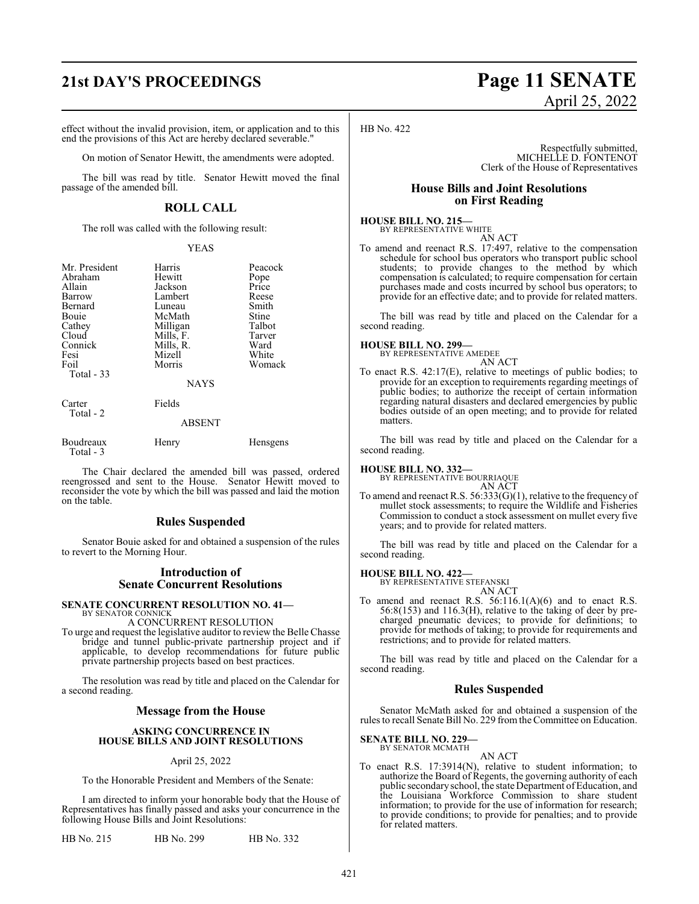effect without the invalid provision, item, or application and to this end the provisions of this Act are hereby declared severable."

On motion of Senator Hewitt, the amendments were adopted.

The bill was read by title. Senator Hewitt moved the final passage of the amended bill.

## ROLL CALL

The roll was called with the following result:

YEAS

| | | |
|---|---|---|
| Mr. President | Harris | Peacock |
| Abraham | Hewitt | Pope |
| Allain | Jackson | Price |
| Barrow | Lambert | Reese |
| Bernard | Luneau | Smith |
| Bouie | McMath | Stine |
| Cathey | Milligan | Talbot |
| Cloud | Mills, F. | Tarver |
| Connick | Mills, R. | Ward |
| Fesi | Mizell | White |
| Foil | Morris | Womack |
| Total - 33 | | |

NAYS

| | |
|---|---|
| Carter | Fields |
| Total - 2 | |

ABSENT

| | | |
|---|---|---|
| Boudreaux | Henry | Hensgens |
| Total - 3 | | |

The Chair declared the amended bill was passed, ordered reengrossed and sent to the House. Senator Hewitt moved to reconsider the vote by which the bill was passed and laid the motion on the table.

## Rules Suspended

Senator Bouie asked for and obtained a suspension of the rules to revert to the Morning Hour.

## Introduction of Senate Concurrent Resolutions

**SENATE CONCURRENT RESOLUTION NO. 41—**
BY SENATOR CONNICK

A CONCURRENT RESOLUTION

To urge and request the legislative auditor to review the Belle Chasse bridge and tunnel public-private partnership project and if applicable, to develop recommendations for future public private partnership projects based on best practices.

The resolution was read by title and placed on the Calendar for a second reading.

## Message from the House

**ASKING CONCURRENCE IN HOUSE BILLS AND JOINT RESOLUTIONS**

April 25, 2022

To the Honorable President and Members of the Senate:

I am directed to inform your honorable body that the House of Representatives has finally passed and asks your concurrence in the following House Bills and Joint Resolutions:

| | | |
|---|---|---|
| HB No. 215 | HB No. 299 | HB No. 332 |
| HB No. 422 | | |

Respectfully submitted,
MICHELLE D. FONTENOT
Clerk of the House of Representatives

## House Bills and Joint Resolutions on First Reading

**HOUSE BILL NO. 215—**
BY REPRESENTATIVE WHITE

AN ACT

To amend and reenact R.S. 17:497, relative to the compensation schedule for school bus operators who transport public school students; to provide changes to the method by which compensation is calculated; to require compensation for certain purchases made and costs incurred by school bus operators; to provide for an effective date; and to provide for related matters.

The bill was read by title and placed on the Calendar for a second reading.

**HOUSE BILL NO. 299—**
BY REPRESENTATIVE AMEDEE

AN ACT

To enact R.S. 42:17(E), relative to meetings of public bodies; to provide for an exception to requirements regarding meetings of public bodies; to authorize the receipt of certain information regarding natural disasters and declared emergencies by public bodies outside of an open meeting; and to provide for related matters.

The bill was read by title and placed on the Calendar for a second reading.

**HOUSE BILL NO. 332—**
BY REPRESENTATIVE BOURRIAQUE

AN ACT

To amend and reenact R.S. 56:333(G)(1), relative to the frequency of mullet stock assessments; to require the Wildlife and Fisheries Commission to conduct a stock assessment on mullet every five years; and to provide for related matters.

The bill was read by title and placed on the Calendar for a second reading.

**HOUSE BILL NO. 422—**
BY REPRESENTATIVE STEFANSKI

AN ACT

To amend and reenact R.S. 56:116.1(A)(6) and to enact R.S. 56:8(153) and 116.3(H), relative to the taking of deer by pre-charged pneumatic devices; to provide for definitions; to provide for methods of taking; to provide for requirements and restrictions; and to provide for related matters.

The bill was read by title and placed on the Calendar for a second reading.

## Rules Suspended

Senator McMath asked for and obtained a suspension of the rules to recall Senate Bill No. 229 from the Committee on Education.

**SENATE BILL NO. 229—**
BY SENATOR MCMATH

AN ACT

To enact R.S. 17:3914(N), relative to student information; to authorize the Board of Regents, the governing authority of each public secondary school, the state Department of Education, and the Louisiana Workforce Commission to share student information; to provide for the use of information for research; to provide conditions; to provide for penalties; and to provide for related matters.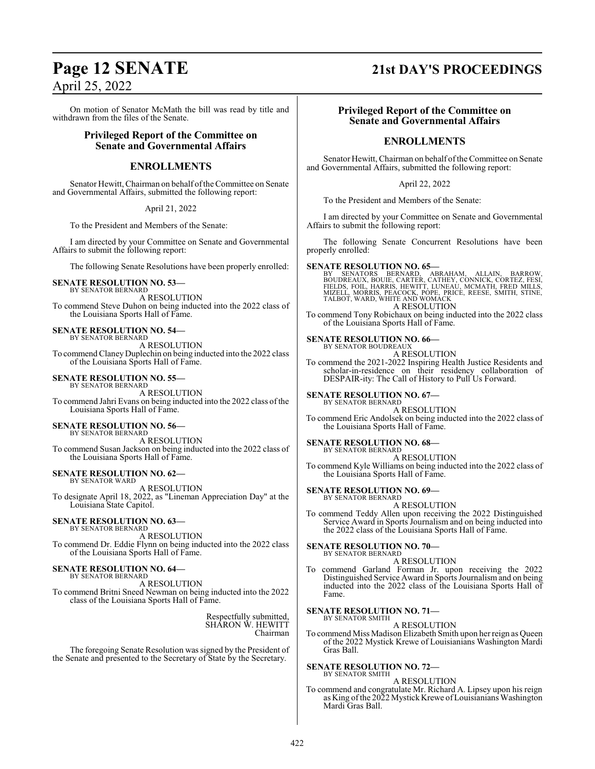On motion of Senator McMath the bill was read by title and withdrawn from the files of the Senate.

## Privileged Report of the Committee on Senate and Governmental Affairs

## ENROLLMENTS

Senator Hewitt, Chairman on behalf of the Committee on Senate and Governmental Affairs, submitted the following report:

April 21, 2022

To the President and Members of the Senate:

I am directed by your Committee on Senate and Governmental Affairs to submit the following report:

The following Senate Resolutions have been properly enrolled:

**SENATE RESOLUTION NO. 53—**
BY SENATOR BERNARD
A RESOLUTION
To commend Steve Duhon on being inducted into the 2022 class of the Louisiana Sports Hall of Fame.

**SENATE RESOLUTION NO. 54—**
BY SENATOR BERNARD
A RESOLUTION
To commend Claney Duplechin on being inducted into the 2022 class of the Louisiana Sports Hall of Fame.

**SENATE RESOLUTION NO. 55—**
BY SENATOR BERNARD
A RESOLUTION
To commend Jahri Evans on being inducted into the 2022 class of the Louisiana Sports Hall of Fame.

**SENATE RESOLUTION NO. 56—**
BY SENATOR BERNARD
A RESOLUTION
To commend Susan Jackson on being inducted into the 2022 class of the Louisiana Sports Hall of Fame.

**SENATE RESOLUTION NO. 62—**
BY SENATOR WARD
A RESOLUTION
To designate April 18, 2022, as "Lineman Appreciation Day" at the Louisiana State Capitol.

**SENATE RESOLUTION NO. 63—**
BY SENATOR BERNARD
A RESOLUTION
To commend Dr. Eddie Flynn on being inducted into the 2022 class of the Louisiana Sports Hall of Fame.

**SENATE RESOLUTION NO. 64—**
BY SENATOR BERNARD
A RESOLUTION
To commend Britni Sneed Newman on being inducted into the 2022 class of the Louisiana Sports Hall of Fame.

Respectfully submitted,
SHARON W. HEWITT
Chairman

The foregoing Senate Resolution was signed by the President of the Senate and presented to the Secretary of State by the Secretary.

## Privileged Report of the Committee on Senate and Governmental Affairs

## ENROLLMENTS

Senator Hewitt, Chairman on behalf of the Committee on Senate and Governmental Affairs, submitted the following report:

April 22, 2022

To the President and Members of the Senate:

I am directed by your Committee on Senate and Governmental Affairs to submit the following report:

The following Senate Concurrent Resolutions have been properly enrolled:

**SENATE RESOLUTION NO. 65—**
BY SENATORS BERNARD, ABRAHAM, ALLAIN, BARROW, BOUDREAUX, BOUIE, CARTER, CATHEY, CONNICK, CORTEZ, FESI, FIELDS, FOIL, HARRIS, HEWITT, LUNEAU, MCMATH, FRED MILLS, MIZELL, MORRIS, PEACOCK, POPE, PRICE, REESE, SMITH, STINE, TALBOT, WARD, WHITE AND WOMACK
A RESOLUTION
To commend Tony Robichaux on being inducted into the 2022 class of the Louisiana Sports Hall of Fame.

**SENATE RESOLUTION NO. 66—**
BY SENATOR BOUDREAUX
A RESOLUTION
To commend the 2021-2022 Inspiring Health Justice Residents and scholar-in-residence on their residency collaboration of DESPAIR-ity: The Call of History to Pull Us Forward.

**SENATE RESOLUTION NO. 67—**
BY SENATOR BERNARD
A RESOLUTION
To commend Eric Andolsek on being inducted into the 2022 class of the Louisiana Sports Hall of Fame.

**SENATE RESOLUTION NO. 68—**
BY SENATOR BERNARD
A RESOLUTION
To commend Kyle Williams on being inducted into the 2022 class of the Louisiana Sports Hall of Fame.

**SENATE RESOLUTION NO. 69—**
BY SENATOR BERNARD
A RESOLUTION
To commend Teddy Allen upon receiving the 2022 Distinguished Service Award in Sports Journalism and on being inducted into the 2022 class of the Louisiana Sports Hall of Fame.

**SENATE RESOLUTION NO. 70—**
BY SENATOR BERNARD
A RESOLUTION
To commend Garland Forman Jr. upon receiving the 2022 Distinguished Service Award in Sports Journalism and on being inducted into the 2022 class of the Louisiana Sports Hall of Fame.

**SENATE RESOLUTION NO. 71—**
BY SENATOR SMITH
A RESOLUTION
To commend Miss Madison Elizabeth Smith upon her reign as Queen of the 2022 Mystick Krewe of Louisianians Washington Mardi Gras Ball.

**SENATE RESOLUTION NO. 72—**
BY SENATOR SMITH
A RESOLUTION
To commend and congratulate Mr. Richard A. Lipsey upon his reign as King of the 2022 Mystick Krewe of Louisianians Washington Mardi Gras Ball.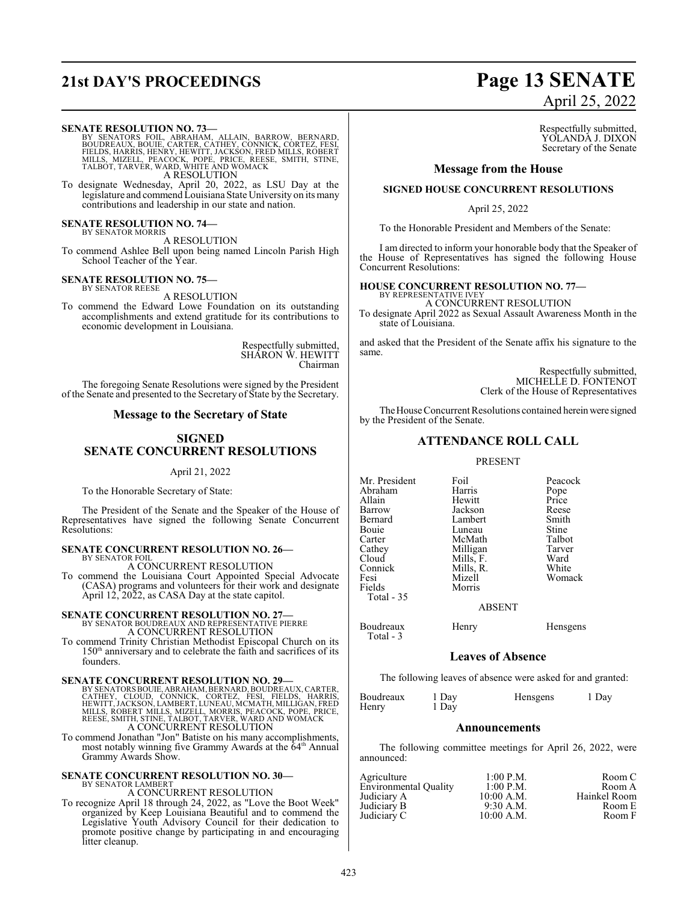**SENATE RESOLUTION NO. 73—**
BY SENATORS FOIL, ABRAHAM, ALLAIN, BARROW, BERNARD, BOUDREAUX, BOUIE, CARTER, CATHEY, CONNICK, CORTEZ, FESI, FIELDS, HARRIS, HENRY, HEWITT, JACKSON, FRED MILLS, ROBERT MILLS, MIZELL, PEACOCK, POPE, PRICE, REESE, SMITH, STINE, TALBOT, TARVER, WARD, WHITE AND WOMACK

A RESOLUTION

To designate Wednesday, April 20, 2022, as LSU Day at the legislature and commend Louisiana State University on its many contributions and leadership in our state and nation.

**SENATE RESOLUTION NO. 74—**
BY SENATOR MORRIS

A RESOLUTION

To commend Ashlee Bell upon being named Lincoln Parish High School Teacher of the Year.

**SENATE RESOLUTION NO. 75—**
BY SENATOR REESE

A RESOLUTION

To commend the Edward Lowe Foundation on its outstanding accomplishments and extend gratitude for its contributions to economic development in Louisiana.

Respectfully submitted,
SHARON W. HEWITT
Chairman

The foregoing Senate Resolutions were signed by the President of the Senate and presented to the Secretary of State by the Secretary.

## Message to the Secretary of State

## SIGNED SENATE CONCURRENT RESOLUTIONS

April 21, 2022

To the Honorable Secretary of State:

The President of the Senate and the Speaker of the House of Representatives have signed the following Senate Concurrent Resolutions:

**SENATE CONCURRENT RESOLUTION NO. 26—**
BY SENATOR FOIL

A CONCURRENT RESOLUTION

To commend the Louisiana Court Appointed Special Advocate (CASA) programs and volunteers for their work and designate April 12, 2022, as CASA Day at the state capitol.

**SENATE CONCURRENT RESOLUTION NO. 27—**
BY SENATOR BOUDREAUX AND REPRESENTATIVE PIERRE

A CONCURRENT RESOLUTION

To commend Trinity Christian Methodist Episcopal Church on its 150th anniversary and to celebrate the faith and sacrifices of its founders.

**SENATE CONCURRENT RESOLUTION NO. 29—**
BY SENATORS BOUIE, ABRAHAM, BERNARD, BOUDREAUX, CARTER, CATHEY, CLOUD, CONNICK, CORTEZ, FESI, FIELDS, HARRIS, HEWITT, JACKSON, LAMBERT, LUNEAU, MCMATH, MILLIGAN, FRED MILLS, ROBERT MILLS, MIZELL, MORRIS, PEACOCK, POPE, PRICE, REESE, SMITH, STINE, TALBOT, TARVER, WARD AND WOMACK

A CONCURRENT RESOLUTION

To commend Jonathan "Jon" Batiste on his many accomplishments, most notably winning five Grammy Awards at the 64th Annual Grammy Awards Show.

**SENATE CONCURRENT RESOLUTION NO. 30—**
BY SENATOR LAMBERT

A CONCURRENT RESOLUTION

To recognize April 18 through 24, 2022, as "Love the Boot Week" organized by Keep Louisiana Beautiful and to commend the Legislative Youth Advisory Council for their dedication to promote positive change by participating in and encouraging litter cleanup.

Respectfully submitted,
YOLANDA J. DIXON
Secretary of the Senate

## Message from the House

### SIGNED HOUSE CONCURRENT RESOLUTIONS

April 25, 2022

To the Honorable President and Members of the Senate:

I am directed to inform your honorable body that the Speaker of the House of Representatives has signed the following House Concurrent Resolutions:

**HOUSE CONCURRENT RESOLUTION NO. 77—**
BY REPRESENTATIVE IVEY

A CONCURRENT RESOLUTION

To designate April 2022 as Sexual Assault Awareness Month in the state of Louisiana.

and asked that the President of the Senate affix his signature to the same.

Respectfully submitted,
MICHELLE D. FONTENOT
Clerk of the House of Representatives

The House Concurrent Resolutions contained herein were signed by the President of the Senate.

## ATTENDANCE ROLL CALL

PRESENT

| | | |
|---|---|---|
| Mr. President | Foil | Peacock |
| Abraham | Harris | Pope |
| Allain | Hewitt | Price |
| Barrow | Jackson | Reese |
| Bernard | Lambert | Smith |
| Bouie | Luneau | Stine |
| Carter | McMath | Talbot |
| Cathey | Milligan | Tarver |
| Cloud | Mills, F. | Ward |
| Connick | Mills, R. | White |
| Fesi | Mizell | Womack |
| Fields | Morris | |
| Total - 35 | | |

ABSENT

| | | |
|---|---|---|
| Boudreaux | Henry | Hensgens |
| Total - 3 | | |

## Leaves of Absence

The following leaves of absence were asked for and granted:

| | | | |
|---|---|---|---|
| Boudreaux | 1 Day | Hensgens | 1 Day |
| Henry | 1 Day | | |

## Announcements

The following committee meetings for April 26, 2022, were announced:

| | | |
|---|---|---|
| Agriculture | 1:00 P.M. | Room C |
| Environmental Quality | 1:00 P.M. | Room A |
| Judiciary A | 10:00 A.M. | Hainkel Room |
| Judiciary B | 9:30 A.M. | Room E |
| Judiciary C | 10:00 A.M. | Room F |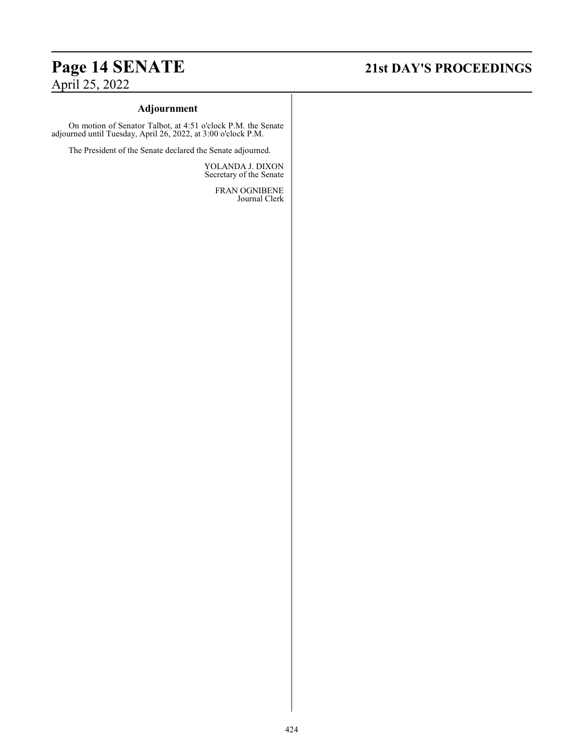### Adjournment

On motion of Senator Talbot, at 4:51 o'clock P.M. the Senate adjourned until Tuesday, April 26, 2022, at 3:00 o'clock P.M.

The President of the Senate declared the Senate adjourned.

YOLANDA J. DIXON
Secretary of the Senate

FRAN OGNIBENE
Journal Clerk